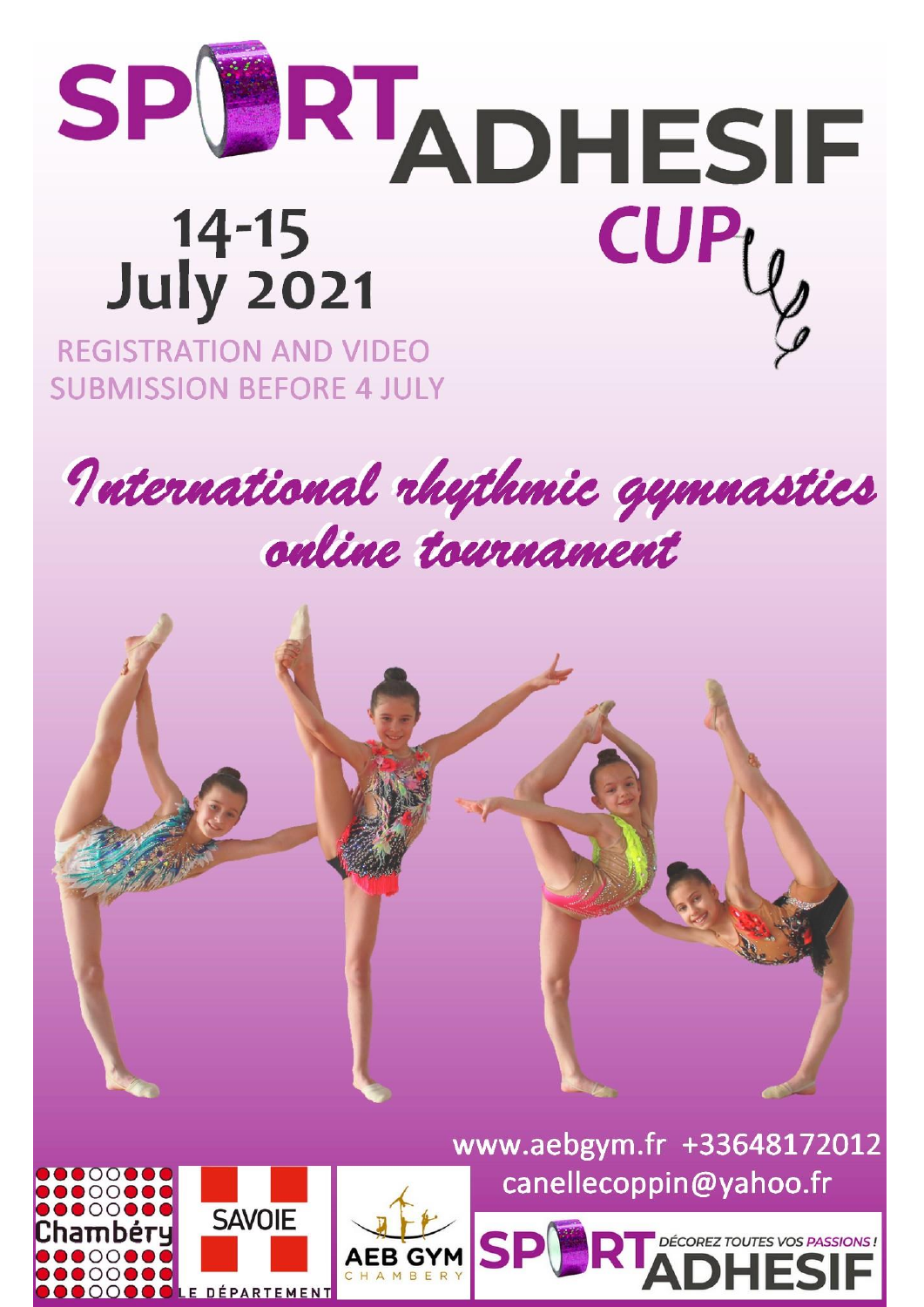# SPORT ADHESIF CUP

## 14-15 July 2021

REGISTRATION AND VIDEO SUBMISSION BEFORE 4 JULY

## *International rhythmic gymnastics online tournament*

www.aebgym.fr +33648172012
canellecoppin@yahoo.fr

Chambéry

SAVOIE LE DÉPARTEMENT

AEB GYM CHAMBERY

SPORT ADHESIF DÉCOREZ TOUTES VOS PASSIONS !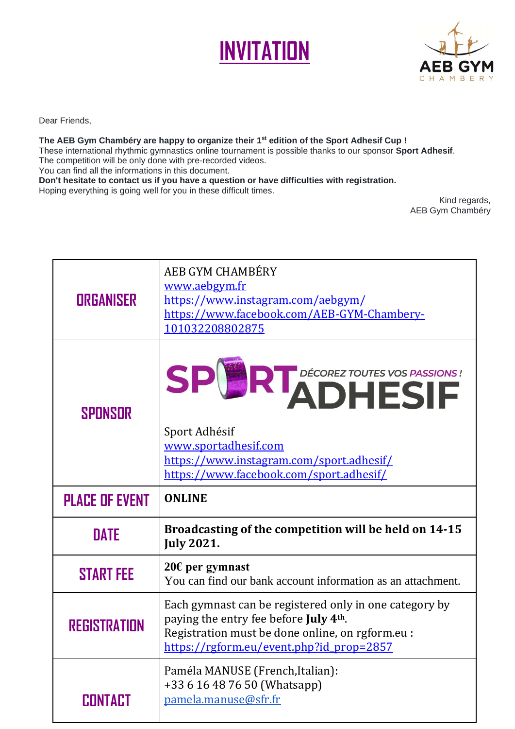# INVITATION

Dear Friends,

**The AEB Gym Chambéry are happy to organize their 1st edition of the Sport Adhesif Cup !**
These international rhythmic gymnastics online tournament is possible thanks to our sponsor **Sport Adhesif**.
The competition will be only done with pre-recorded videos.
You can find all the informations in this document.
**Don't hesitate to contact us if you have a question or have difficulties with registration.**
Hoping everything is going well for you in these difficult times.

Kind regards,
AEB Gym Chambéry

| | |
|---|---|
| **ORGANISER** | AEB GYM CHAMBÉRY<br>www.aebgym.fr<br>https://www.instagram.com/aebgym/<br>https://www.facebook.com/AEB-GYM-Chambery-101032208802875 |
| **SPONSOR** | SPORT ADHESIF — DÉCOREZ TOUTES VOS PASSIONS !<br>Sport Adhésif<br>www.sportadhesif.com<br>https://www.instagram.com/sport.adhesif/<br>https://www.facebook.com/sport.adhesif/ |
| **PLACE OF EVENT** | **ONLINE** |
| **DATE** | **Broadcasting of the competition will be held on 14-15 July 2021.** |
| **START FEE** | **20€ per gymnast**<br>You can find our bank account information as an attachment. |
| **REGISTRATION** | Each gymnast can be registered only in one category by paying the entry fee before **July 4th**.<br>Registration must be done online, on rgform.eu :<br>https://rgform.eu/event.php?id_prop=2857 |
| **CONTACT** | Paméla MANUSE (French,Italian):<br>+33 6 16 48 76 50 (Whatsapp)<br>pamela.manuse@sfr.fr |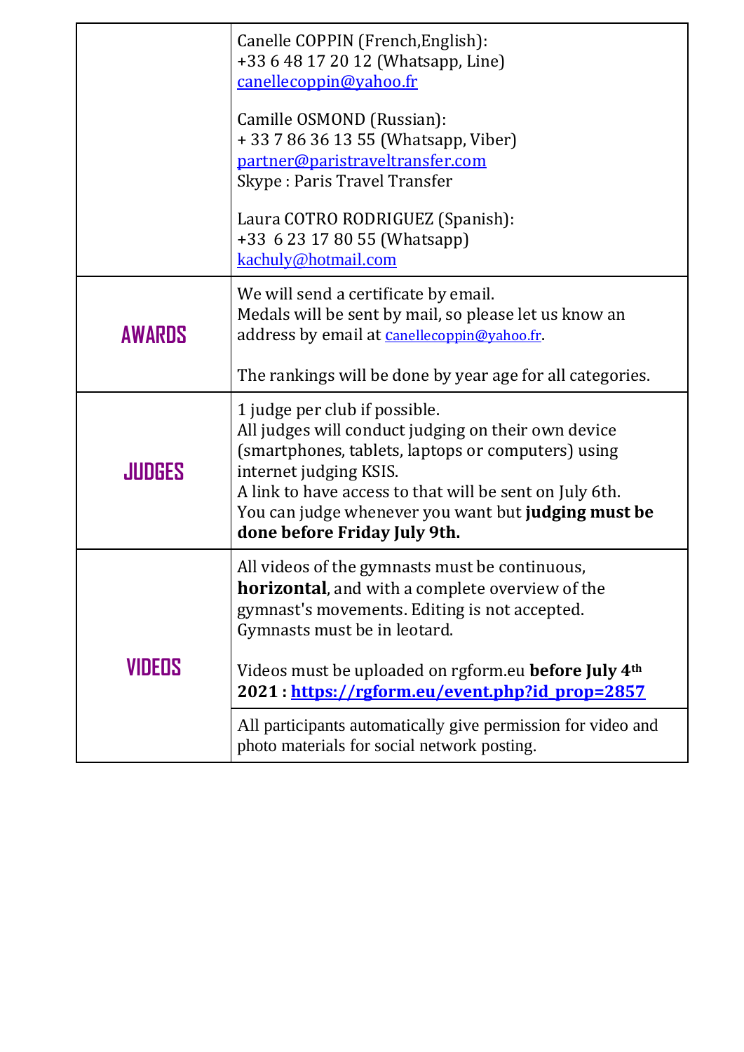| | |
|---|---|
| | Canelle COPPIN (French,English):<br>+33 6 48 17 20 12 (Whatsapp, Line)<br>canellecoppin@yahoo.fr<br><br>Camille OSMOND (Russian):<br>+ 33 7 86 36 13 55 (Whatsapp, Viber)<br>partner@paristraveltransfer.com<br>Skype : Paris Travel Transfer<br><br>Laura COTRO RODRIGUEZ (Spanish):<br>+33 6 23 17 80 55 (Whatsapp)<br>kachuly@hotmail.com |
| **AWARDS** | We will send a certificate by email.<br>Medals will be sent by mail, so please let us know an address by email at canellecoppin@yahoo.fr.<br><br>The rankings will be done by year age for all categories. |
| **JUDGES** | 1 judge per club if possible.<br>All judges will conduct judging on their own device (smartphones, tablets, laptops or computers) using internet judging KSIS.<br>A link to have access to that will be sent on July 6th.<br>You can judge whenever you want but **judging must be done before Friday July 9th.** |
| **VIDEOS** | All videos of the gymnasts must be continuous, **horizontal**, and with a complete overview of the gymnast's movements. Editing is not accepted.<br>Gymnasts must be in leotard.<br><br>Videos must be uploaded on rgform.eu **before July 4th 2021 : https://rgform.eu/event.php?id_prop=2857** |
| | All participants automatically give permission for video and photo materials for social network posting. |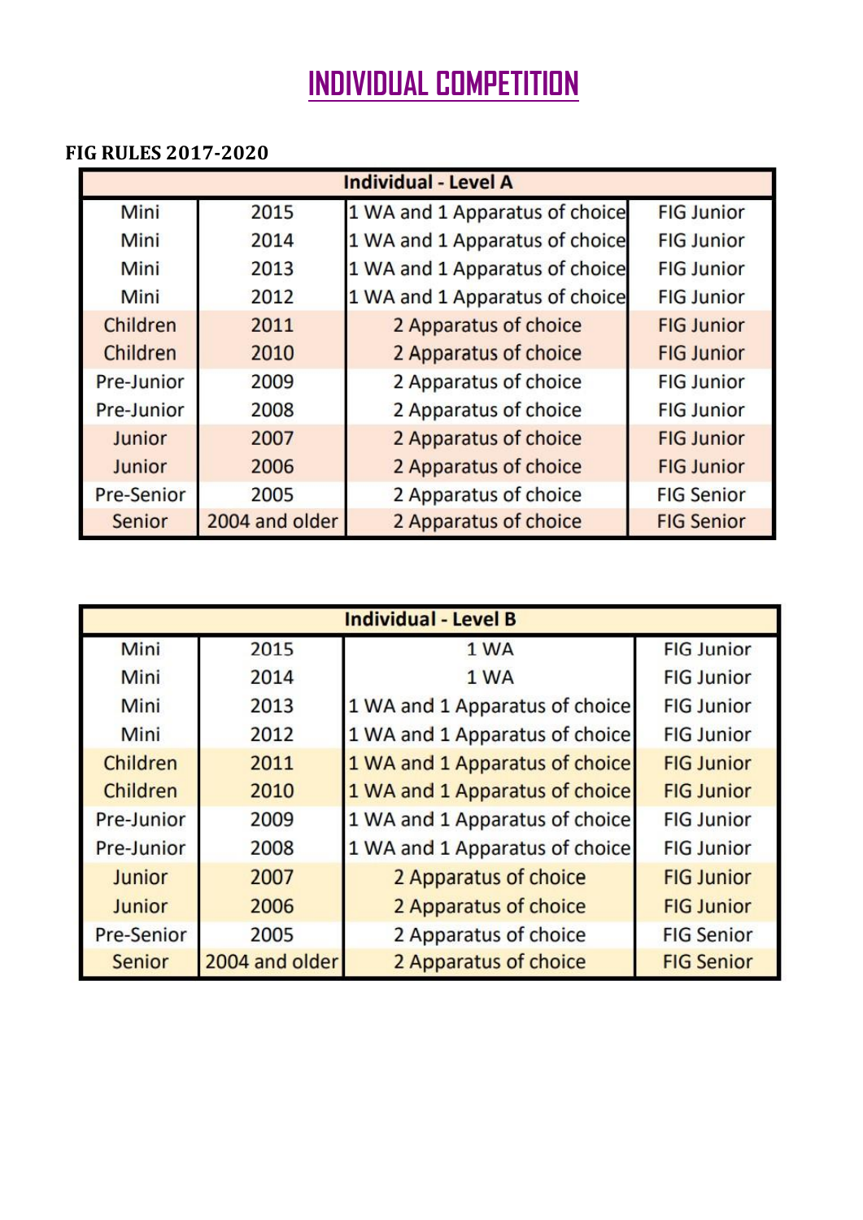# INDIVIDUAL COMPETITION

**FIG RULES 2017-2020**

| Individual - Level A | | | |
|---|---|---|---|
| Mini | 2015 | 1 WA and 1 Apparatus of choice | FIG Junior |
| Mini | 2014 | 1 WA and 1 Apparatus of choice | FIG Junior |
| Mini | 2013 | 1 WA and 1 Apparatus of choice | FIG Junior |
| Mini | 2012 | 1 WA and 1 Apparatus of choice | FIG Junior |
| Children | 2011 | 2 Apparatus of choice | FIG Junior |
| Children | 2010 | 2 Apparatus of choice | FIG Junior |
| Pre-Junior | 2009 | 2 Apparatus of choice | FIG Junior |
| Pre-Junior | 2008 | 2 Apparatus of choice | FIG Junior |
| Junior | 2007 | 2 Apparatus of choice | FIG Junior |
| Junior | 2006 | 2 Apparatus of choice | FIG Junior |
| Pre-Senior | 2005 | 2 Apparatus of choice | FIG Senior |
| Senior | 2004 and older | 2 Apparatus of choice | FIG Senior |

| Individual - Level B | | | |
|---|---|---|---|
| Mini | 2015 | 1 WA | FIG Junior |
| Mini | 2014 | 1 WA | FIG Junior |
| Mini | 2013 | 1 WA and 1 Apparatus of choice | FIG Junior |
| Mini | 2012 | 1 WA and 1 Apparatus of choice | FIG Junior |
| Children | 2011 | 1 WA and 1 Apparatus of choice | FIG Junior |
| Children | 2010 | 1 WA and 1 Apparatus of choice | FIG Junior |
| Pre-Junior | 2009 | 1 WA and 1 Apparatus of choice | FIG Junior |
| Pre-Junior | 2008 | 1 WA and 1 Apparatus of choice | FIG Junior |
| Junior | 2007 | 2 Apparatus of choice | FIG Junior |
| Junior | 2006 | 2 Apparatus of choice | FIG Junior |
| Pre-Senior | 2005 | 2 Apparatus of choice | FIG Senior |
| Senior | 2004 and older | 2 Apparatus of choice | FIG Senior |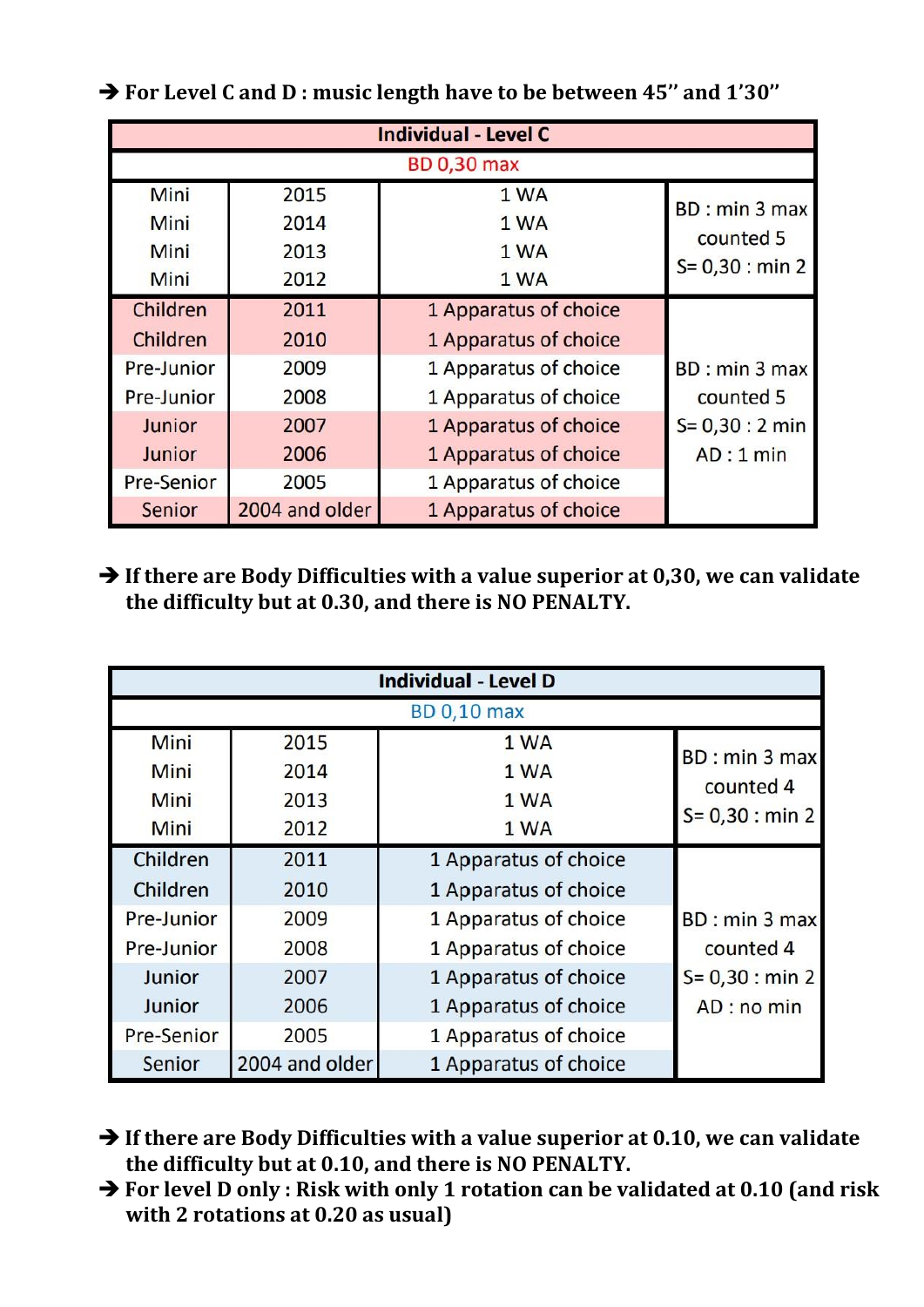➔ **For Level C and D : music length have to be between 45'' and 1'30''**

| Individual - Level C | | | |
|---|---|---|---|
| BD 0,30 max | | | |
| Mini | 2015 | 1 WA | BD : min 3 max counted 5 S= 0,30 : min 2 |
| Mini | 2014 | 1 WA | |
| Mini | 2013 | 1 WA | |
| Mini | 2012 | 1 WA | |
| Children | 2011 | 1 Apparatus of choice | BD : min 3 max counted 5 S= 0,30 : 2 min AD : 1 min |
| Children | 2010 | 1 Apparatus of choice | |
| Pre-Junior | 2009 | 1 Apparatus of choice | |
| Pre-Junior | 2008 | 1 Apparatus of choice | |
| Junior | 2007 | 1 Apparatus of choice | |
| Junior | 2006 | 1 Apparatus of choice | |
| Pre-Senior | 2005 | 1 Apparatus of choice | |
| Senior | 2004 and older | 1 Apparatus of choice | |

➔ **If there are Body Difficulties with a value superior at 0,30, we can validate the difficulty but at 0.30, and there is NO PENALTY.**

| Individual - Level D | | | |
|---|---|---|---|
| BD 0,10 max | | | |
| Mini | 2015 | 1 WA | BD : min 3 max counted 4 S= 0,30 : min 2 |
| Mini | 2014 | 1 WA | |
| Mini | 2013 | 1 WA | |
| Mini | 2012 | 1 WA | |
| Children | 2011 | 1 Apparatus of choice | BD : min 3 max counted 4 S= 0,30 : min 2 AD : no min |
| Children | 2010 | 1 Apparatus of choice | |
| Pre-Junior | 2009 | 1 Apparatus of choice | |
| Pre-Junior | 2008 | 1 Apparatus of choice | |
| Junior | 2007 | 1 Apparatus of choice | |
| Junior | 2006 | 1 Apparatus of choice | |
| Pre-Senior | 2005 | 1 Apparatus of choice | |
| Senior | 2004 and older | 1 Apparatus of choice | |

➔ **If there are Body Difficulties with a value superior at 0.10, we can validate the difficulty but at 0.10, and there is NO PENALTY.**

➔ **For level D only : Risk with only 1 rotation can be validated at 0.10 (and risk with 2 rotations at 0.20 as usual)**